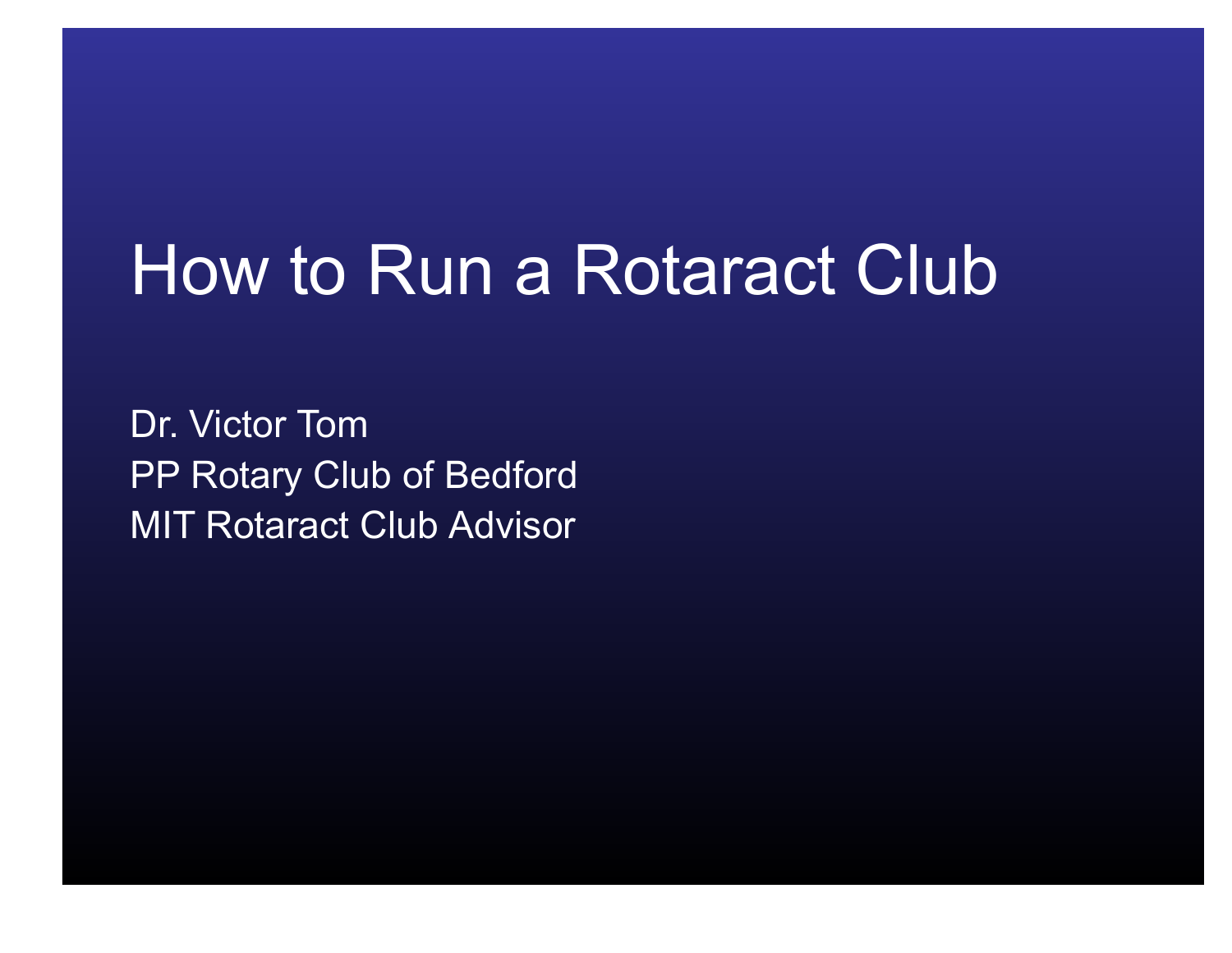# How to Run a Rotaract Club

Dr. Victor Tom
PP Rotary Club of Bedford
MIT Rotaract Club Advisor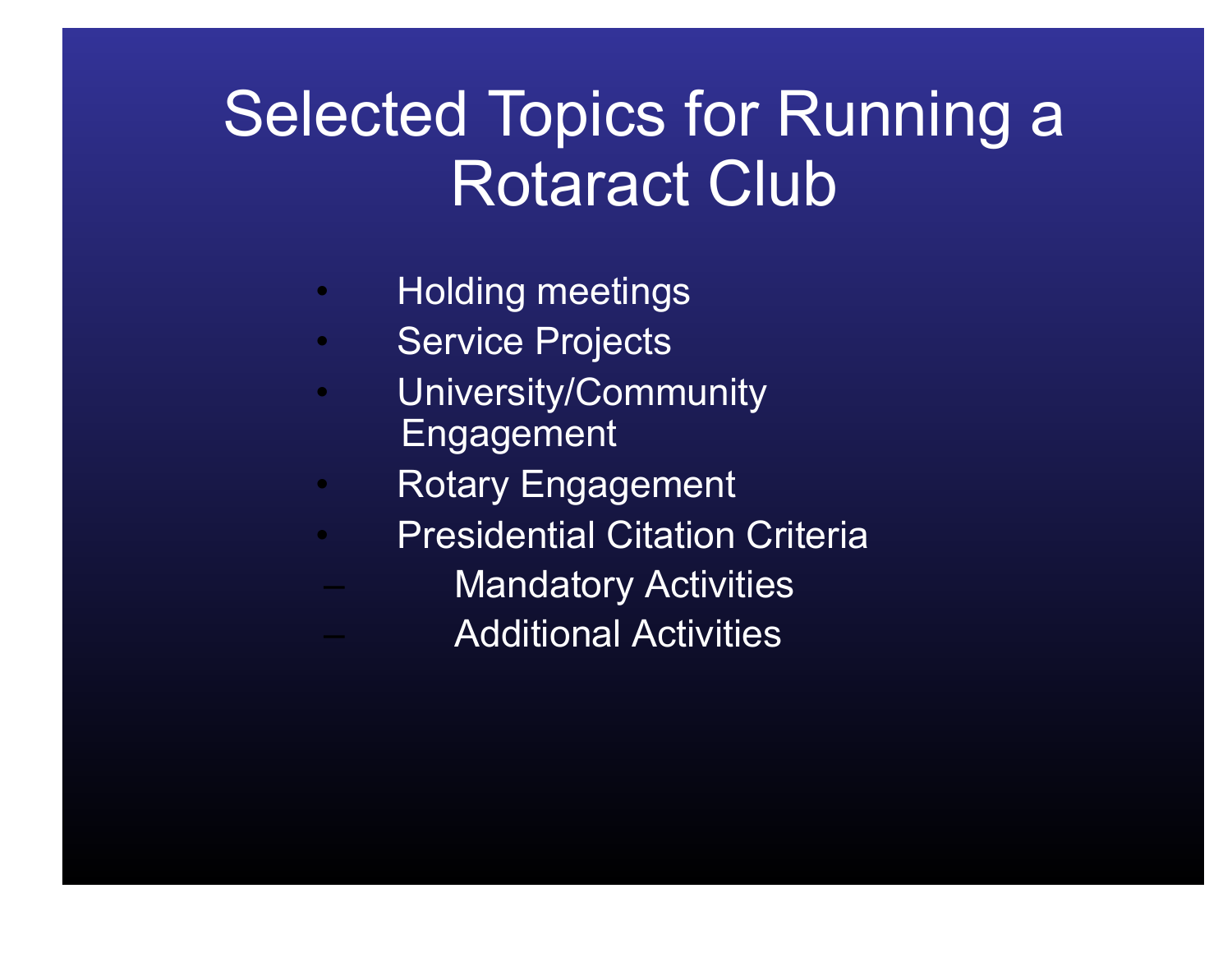# Selected Topics for Running a Rotaract Club

- Holding meetings
- Service Projects
- University/Community Engagement
- Rotary Engagement
- Presidential Citation Criteria
  - Mandatory Activities
  - Additional Activities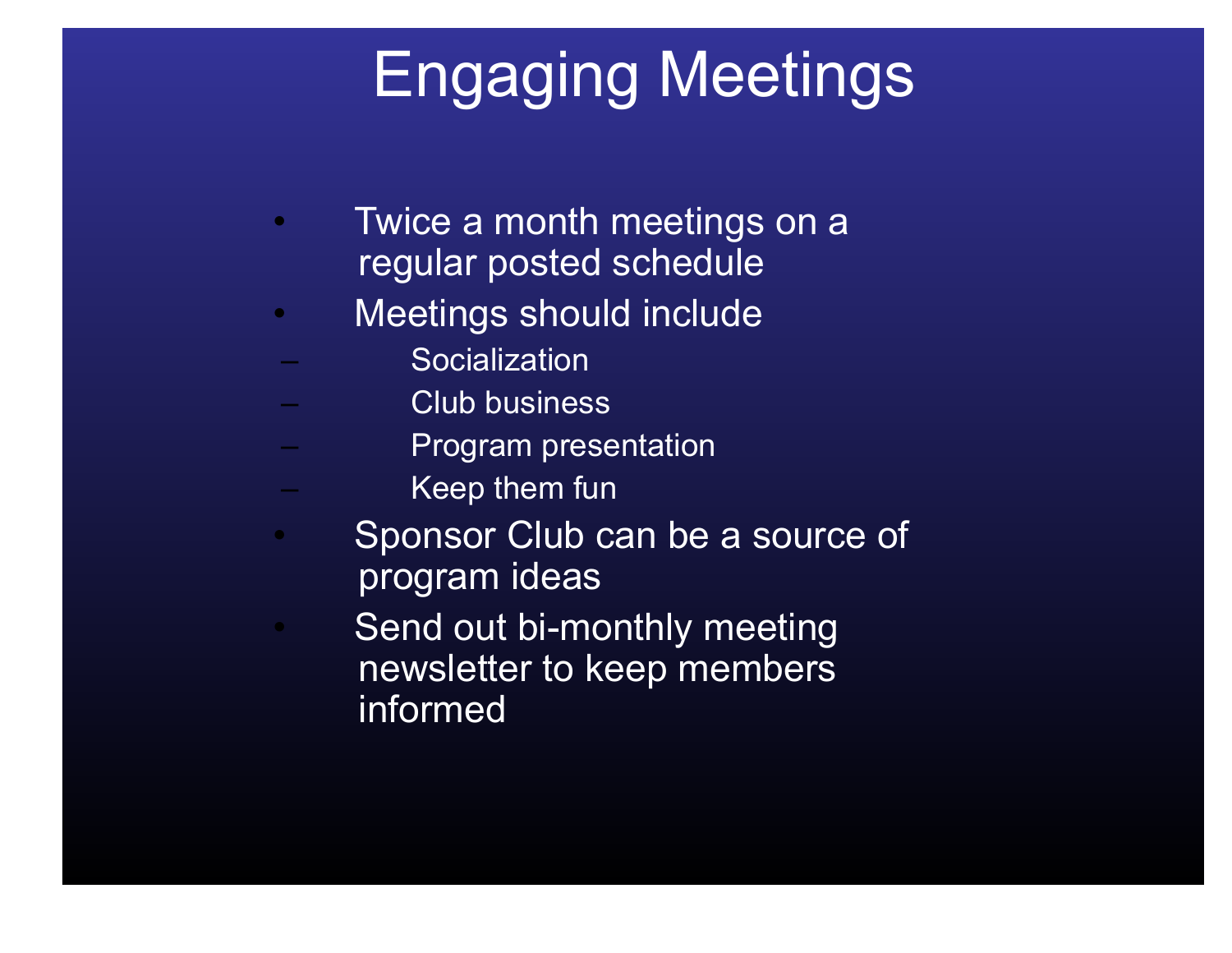# Engaging Meetings

- Twice a month meetings on a regular posted schedule
- Meetings should include
  - Socialization
  - Club business
  - Program presentation
  - Keep them fun
- Sponsor Club can be a source of program ideas
- Send out bi-monthly meeting newsletter to keep members informed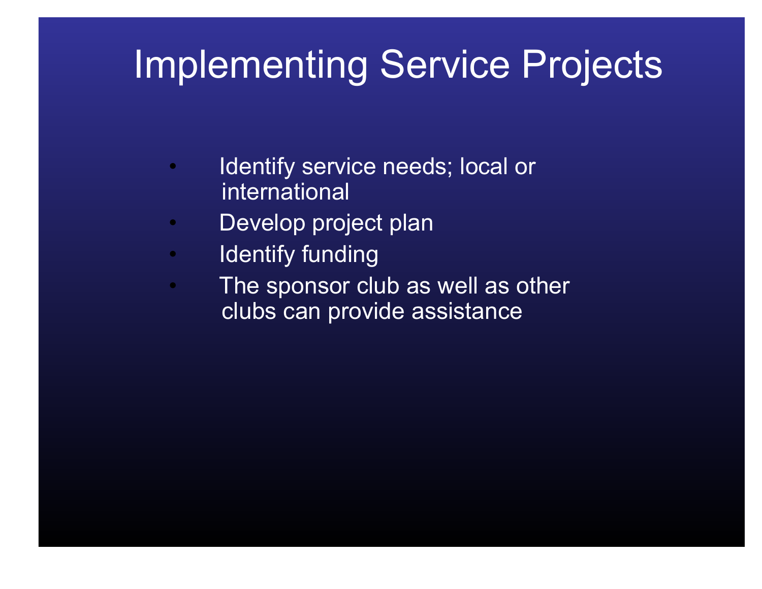# Implementing Service Projects

- Identify service needs; local or international
- Develop project plan
- Identify funding
- The sponsor club as well as other clubs can provide assistance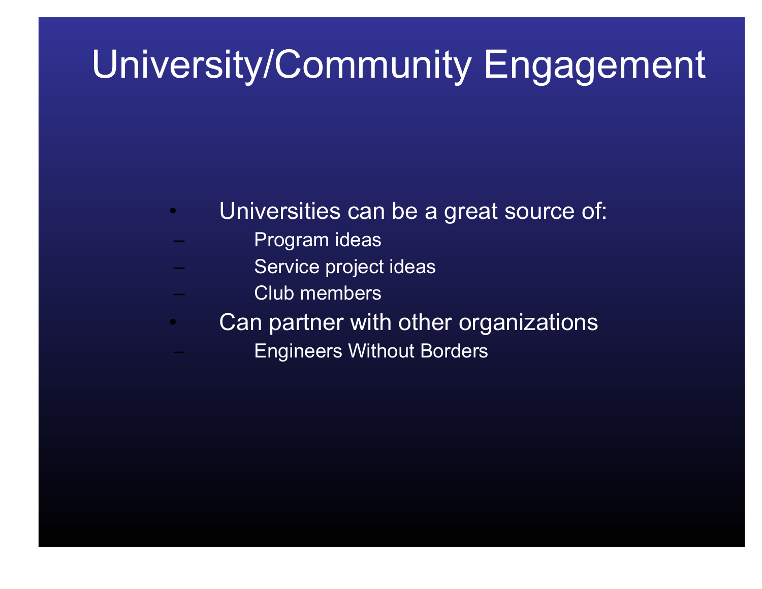# University/Community Engagement

- Universities can be a great source of:
  - Program ideas
  - Service project ideas
  - Club members
- Can partner with other organizations
  - Engineers Without Borders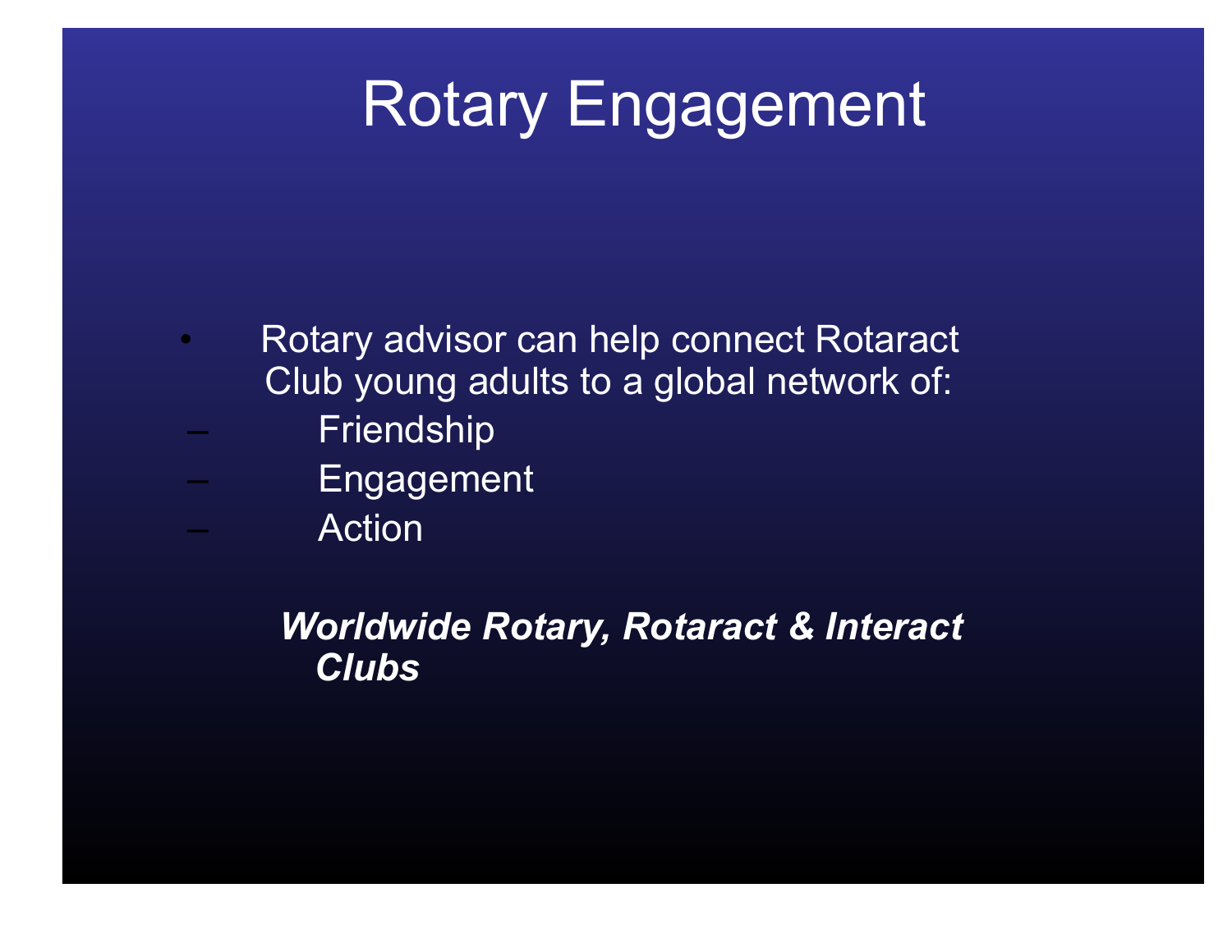# Rotary Engagement

- Rotary advisor can help connect Rotaract Club young adults to a global network of:
  - Friendship
  - Engagement
  - Action

***Worldwide Rotary, Rotaract & Interact Clubs***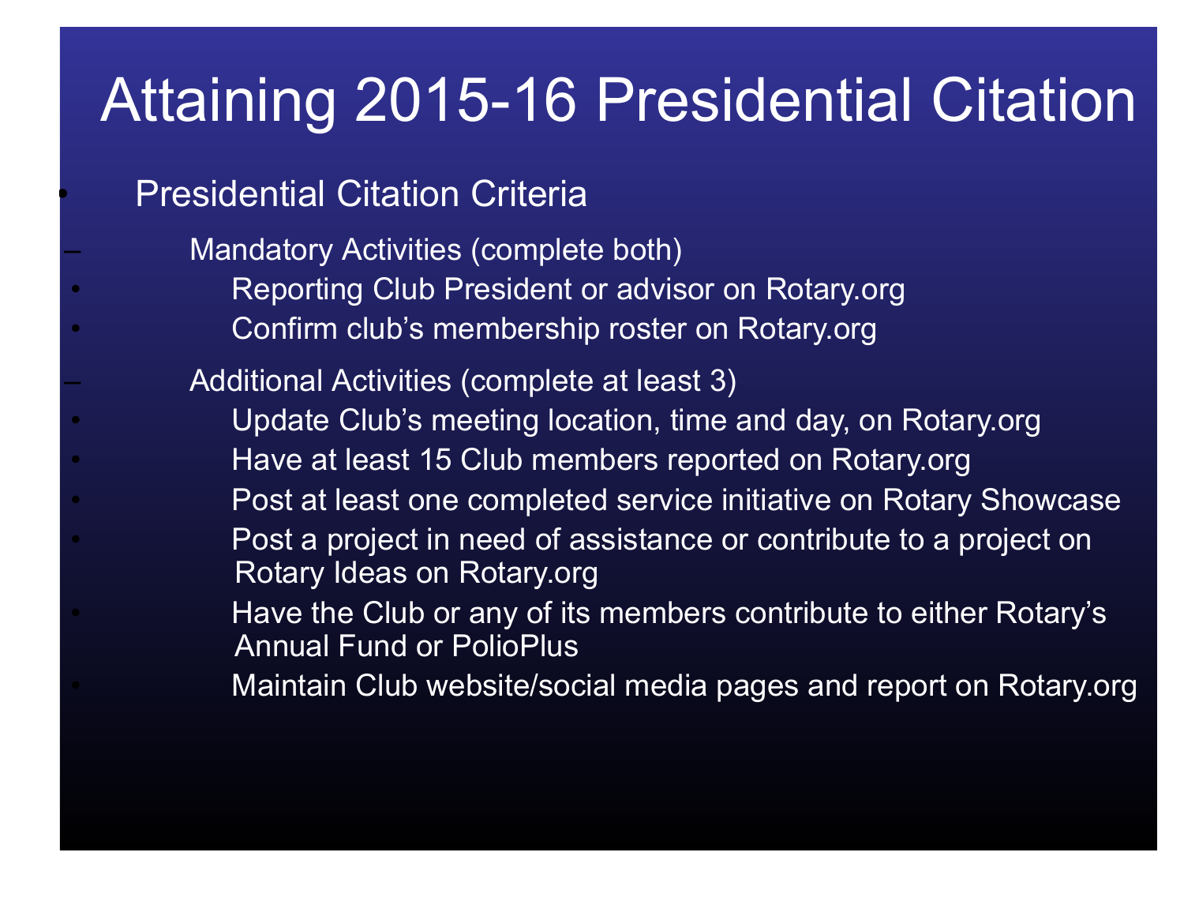# Attaining 2015-16 Presidential Citation

- Presidential Citation Criteria
  - Mandatory Activities (complete both)
    - Reporting Club President or advisor on Rotary.org
    - Confirm club's membership roster on Rotary.org
  - Additional Activities (complete at least 3)
    - Update Club's meeting location, time and day, on Rotary.org
    - Have at least 15 Club members reported on Rotary.org
    - Post at least one completed service initiative on Rotary Showcase
    - Post a project in need of assistance or contribute to a project on Rotary Ideas on Rotary.org
    - Have the Club or any of its members contribute to either Rotary's Annual Fund or PolioPlus
    - Maintain Club website/social media pages and report on Rotary.org